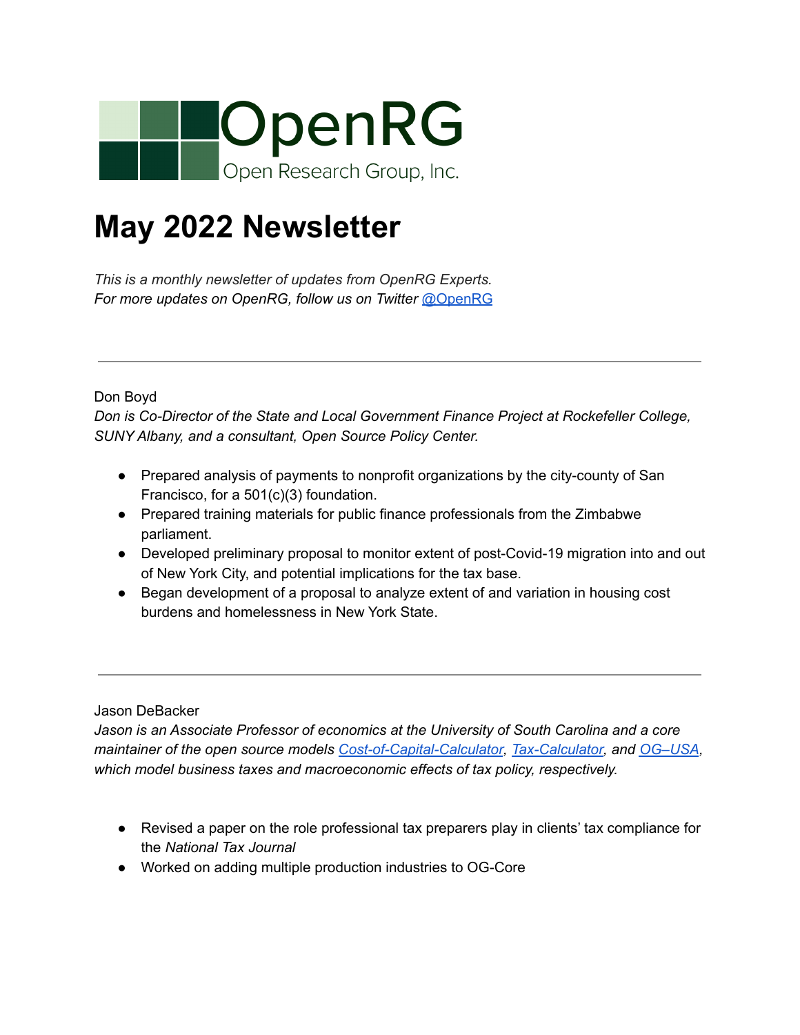OpenRG

Open Research Group, Inc.

# May 2022 Newsletter

*This is a monthly newsletter of updates from OpenRG Experts.*
*For more updates on OpenRG, follow us on Twitter [@OpenRG](https://twitter.com/OpenRG)*

---

Don Boyd
*Don is Co-Director of the State and Local Government Finance Project at Rockefeller College, SUNY Albany, and a consultant, Open Source Policy Center.*

- Prepared analysis of payments to nonprofit organizations by the city-county of San Francisco, for a 501(c)(3) foundation.
- Prepared training materials for public finance professionals from the Zimbabwe parliament.
- Developed preliminary proposal to monitor extent of post-Covid-19 migration into and out of New York City, and potential implications for the tax base.
- Began development of a proposal to analyze extent of and variation in housing cost burdens and homelessness in New York State.

---

Jason DeBacker
*Jason is an Associate Professor of economics at the University of South Carolina and a core maintainer of the open source models Cost-of-Capital-Calculator, Tax-Calculator, and OG–USA, which model business taxes and macroeconomic effects of tax policy, respectively.*

- Revised a paper on the role professional tax preparers play in clients' tax compliance for the *National Tax Journal*
- Worked on adding multiple production industries to OG-Core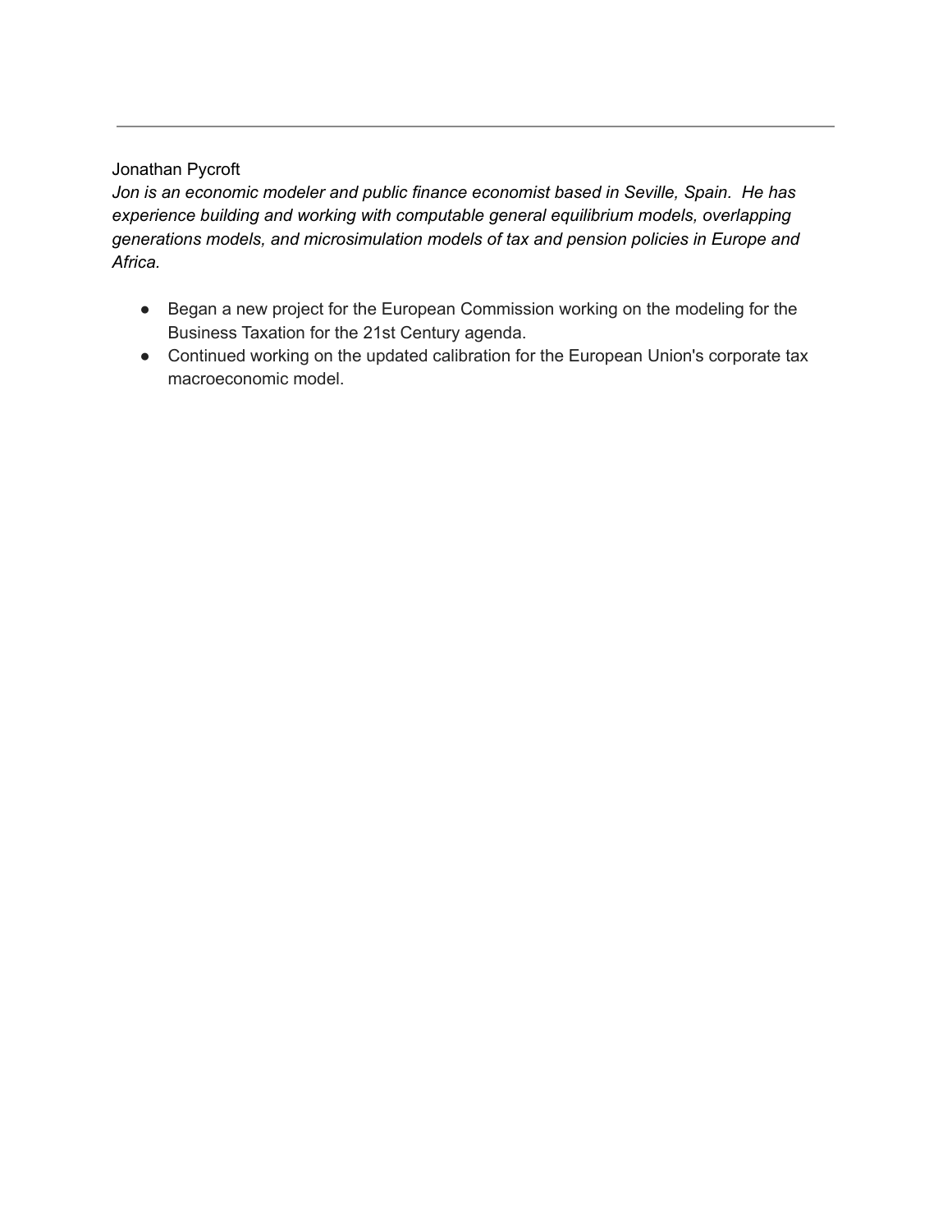---

Jonathan Pycroft

*Jon is an economic modeler and public finance economist based in Seville, Spain. He has experience building and working with computable general equilibrium models, overlapping generations models, and microsimulation models of tax and pension policies in Europe and Africa.*

- Began a new project for the European Commission working on the modeling for the Business Taxation for the 21st Century agenda.
- Continued working on the updated calibration for the European Union's corporate tax macroeconomic model.